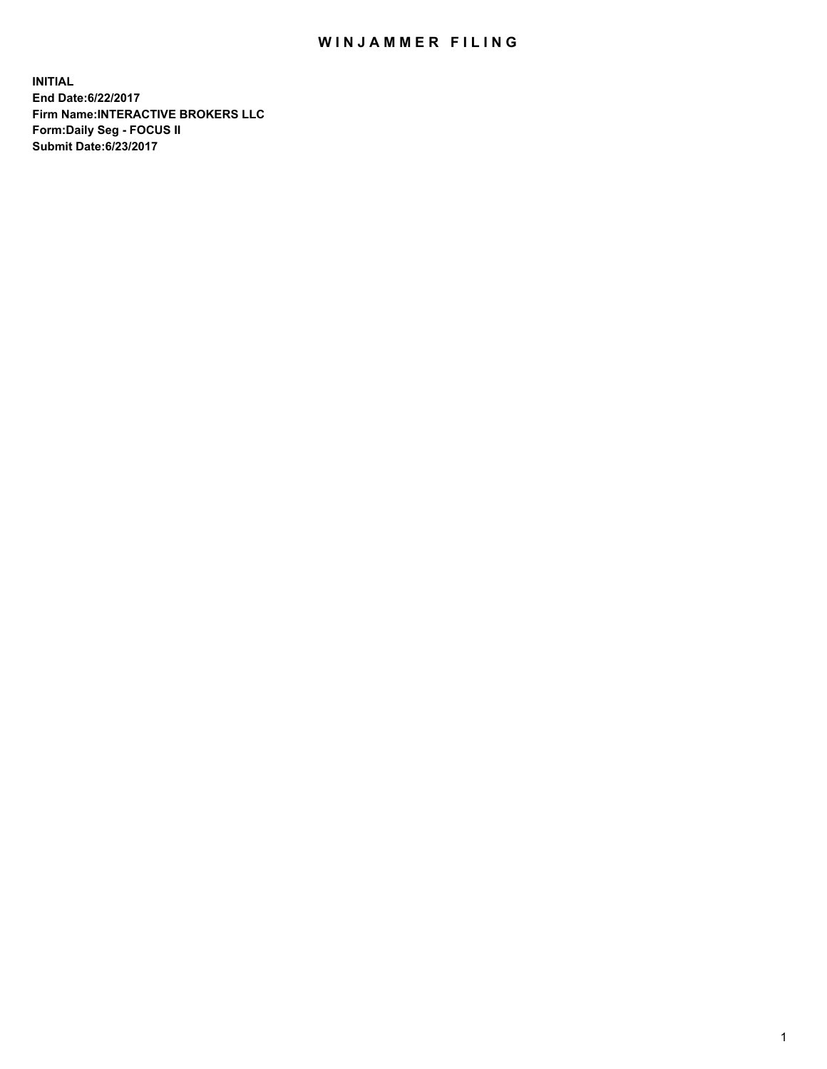# WINJAMMER FILING

**INITIAL**
**End Date:6/22/2017**
**Firm Name:INTERACTIVE BROKERS LLC**
**Form:Daily Seg - FOCUS II**
**Submit Date:6/23/2017**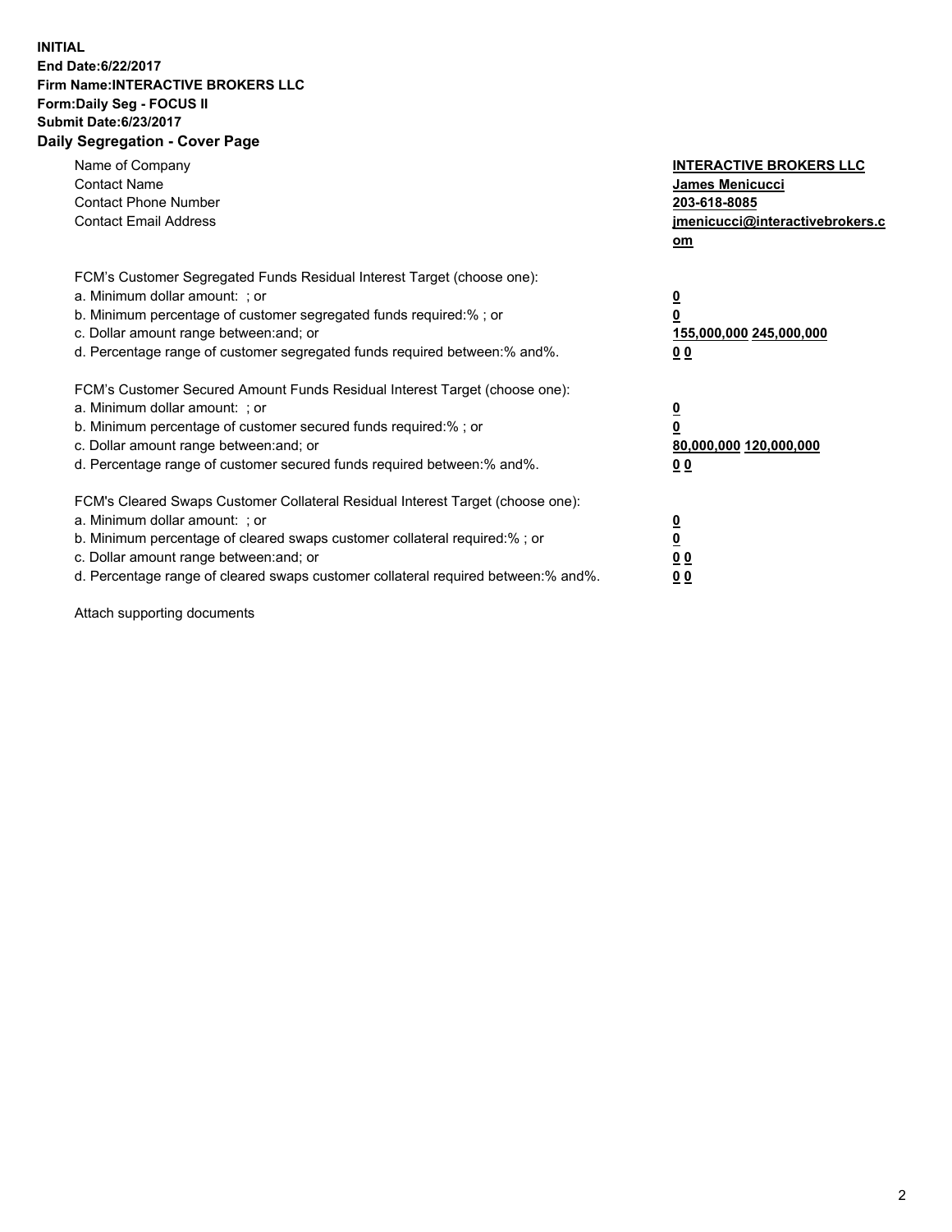**INITIAL**
**End Date:6/22/2017**
**Firm Name:INTERACTIVE BROKERS LLC**
**Form:Daily Seg - FOCUS II**
**Submit Date:6/23/2017**

## Daily Segregation - Cover Page

| | |
|---|---|
| Name of Company | **INTERACTIVE BROKERS LLC** |
| Contact Name | **James Menicucci** |
| Contact Phone Number | **203-618-8085** |
| Contact Email Address | **jmenicucci@interactivebrokers.com** |

FCM's Customer Segregated Funds Residual Interest Target (choose one):

| | |
|---|---|
| a. Minimum dollar amount: ; or | **0** |
| b. Minimum percentage of customer segregated funds required:% ; or | **0** |
| c. Dollar amount range between:and; or | **155,000,000 245,000,000** |
| d. Percentage range of customer segregated funds required between:% and%. | **0 0** |

FCM's Customer Secured Amount Funds Residual Interest Target (choose one):

| | |
|---|---|
| a. Minimum dollar amount: ; or | **0** |
| b. Minimum percentage of customer secured funds required:% ; or | **0** |
| c. Dollar amount range between:and; or | **80,000,000 120,000,000** |
| d. Percentage range of customer secured funds required between:% and%. | **0 0** |

FCM's Cleared Swaps Customer Collateral Residual Interest Target (choose one):

| | |
|---|---|
| a. Minimum dollar amount: ; or | **0** |
| b. Minimum percentage of cleared swaps customer collateral required:% ; or | **0** |
| c. Dollar amount range between:and; or | **0 0** |
| d. Percentage range of cleared swaps customer collateral required between:% and%. | **0 0** |

Attach supporting documents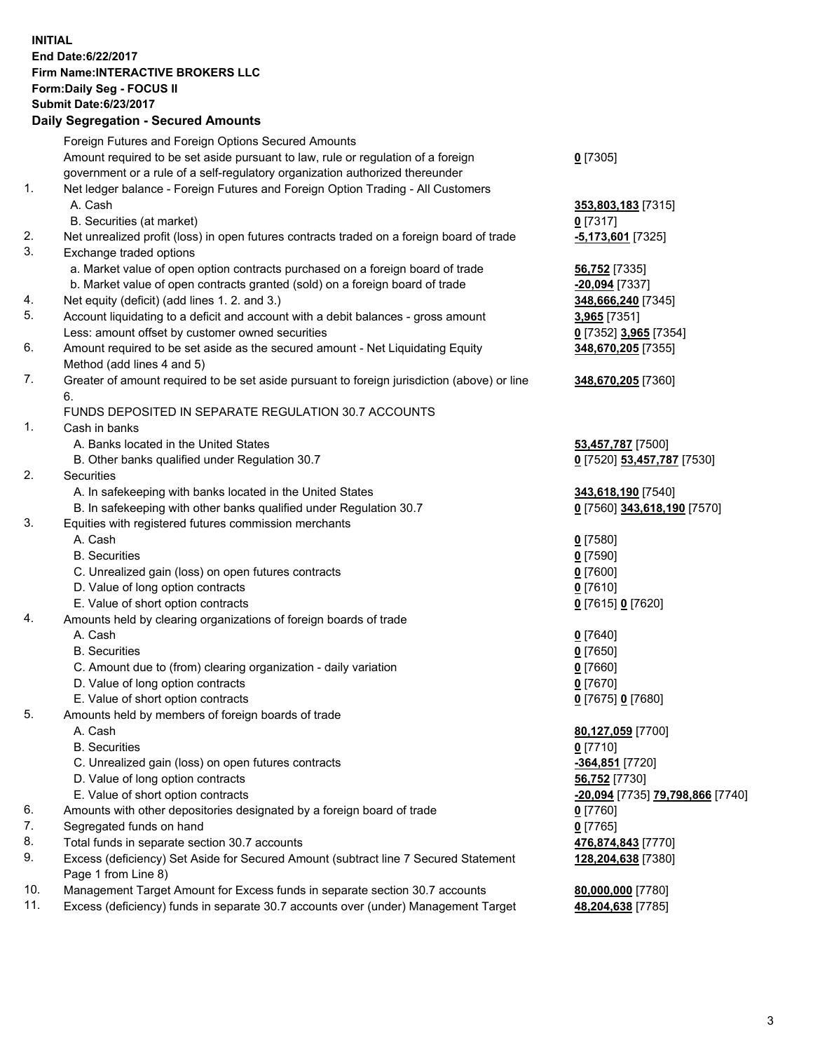**INITIAL**
**End Date:6/22/2017**
**Firm Name:INTERACTIVE BROKERS LLC**
**Form:Daily Seg - FOCUS II**
**Submit Date:6/23/2017**
**Daily Segregation - Secured Amounts**

| | | |
|---|---|---|
| | Foreign Futures and Foreign Options Secured Amounts | |
| | Amount required to be set aside pursuant to law, rule or regulation of a foreign government or a rule of a self-regulatory organization authorized thereunder | **0** [7305] |
| 1. | Net ledger balance - Foreign Futures and Foreign Option Trading - All Customers | |
| | A. Cash | **353,803,183** [7315] |
| | B. Securities (at market) | **0** [7317] |
| 2. | Net unrealized profit (loss) in open futures contracts traded on a foreign board of trade | **-5,173,601** [7325] |
| 3. | Exchange traded options | |
| | a. Market value of open option contracts purchased on a foreign board of trade | **56,752** [7335] |
| | b. Market value of open contracts granted (sold) on a foreign board of trade | **-20,094** [7337] |
| 4. | Net equity (deficit) (add lines 1. 2. and 3.) | **348,666,240** [7345] |
| 5. | Account liquidating to a deficit and account with a debit balances - gross amount | **3,965** [7351] |
| | Less: amount offset by customer owned securities | **0** [7352] **3,965** [7354] |
| 6. | Amount required to be set aside as the secured amount - Net Liquidating Equity Method (add lines 4 and 5) | **348,670,205** [7355] |
| 7. | Greater of amount required to be set aside pursuant to foreign jurisdiction (above) or line 6. | **348,670,205** [7360] |
| | FUNDS DEPOSITED IN SEPARATE REGULATION 30.7 ACCOUNTS | |
| 1. | Cash in banks | |
| | A. Banks located in the United States | **53,457,787** [7500] |
| | B. Other banks qualified under Regulation 30.7 | **0** [7520] **53,457,787** [7530] |
| 2. | Securities | |
| | A. In safekeeping with banks located in the United States | **343,618,190** [7540] |
| | B. In safekeeping with other banks qualified under Regulation 30.7 | **0** [7560] **343,618,190** [7570] |
| 3. | Equities with registered futures commission merchants | |
| | A. Cash | **0** [7580] |
| | B. Securities | **0** [7590] |
| | C. Unrealized gain (loss) on open futures contracts | **0** [7600] |
| | D. Value of long option contracts | **0** [7610] |
| | E. Value of short option contracts | **0** [7615] **0** [7620] |
| 4. | Amounts held by clearing organizations of foreign boards of trade | |
| | A. Cash | **0** [7640] |
| | B. Securities | **0** [7650] |
| | C. Amount due to (from) clearing organization - daily variation | **0** [7660] |
| | D. Value of long option contracts | **0** [7670] |
| | E. Value of short option contracts | **0** [7675] **0** [7680] |
| 5. | Amounts held by members of foreign boards of trade | |
| | A. Cash | **80,127,059** [7700] |
| | B. Securities | **0** [7710] |
| | C. Unrealized gain (loss) on open futures contracts | **-364,851** [7720] |
| | D. Value of long option contracts | **56,752** [7730] |
| | E. Value of short option contracts | **-20,094** [7735] **79,798,866** [7740] |
| 6. | Amounts with other depositories designated by a foreign board of trade | **0** [7760] |
| 7. | Segregated funds on hand | **0** [7765] |
| 8. | Total funds in separate section 30.7 accounts | **476,874,843** [7770] |
| 9. | Excess (deficiency) Set Aside for Secured Amount (subtract line 7 Secured Statement Page 1 from Line 8) | **128,204,638** [7380] |
| 10. | Management Target Amount for Excess funds in separate section 30.7 accounts | **80,000,000** [7780] |
| 11. | Excess (deficiency) funds in separate 30.7 accounts over (under) Management Target | **48,204,638** [7785] |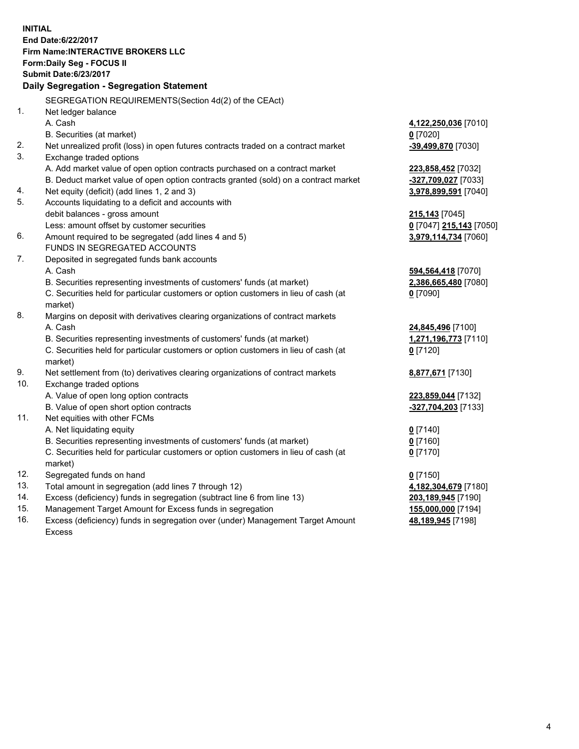**INITIAL**
**End Date:6/22/2017**
**Firm Name:INTERACTIVE BROKERS LLC**
**Form:Daily Seg - FOCUS II**
**Submit Date:6/23/2017**

## Daily Segregation - Segregation Statement

SEGREGATION REQUIREMENTS(Section 4d(2) of the CEAct)

| | | |
|---|---|---|
| 1. | Net ledger balance | |
| | A. Cash | **4,122,250,036** [7010] |
| | B. Securities (at market) | **0** [7020] |
| 2. | Net unrealized profit (loss) in open futures contracts traded on a contract market | **-39,499,870** [7030] |
| 3. | Exchange traded options | |
| | A. Add market value of open option contracts purchased on a contract market | **223,858,452** [7032] |
| | B. Deduct market value of open option contracts granted (sold) on a contract market | **-327,709,027** [7033] |
| 4. | Net equity (deficit) (add lines 1, 2 and 3) | **3,978,899,591** [7040] |
| 5. | Accounts liquidating to a deficit and accounts with | |
| | debit balances - gross amount | **215,143** [7045] |
| | Less: amount offset by customer securities | **0** [7047] **215,143** [7050] |
| 6. | Amount required to be segregated (add lines 4 and 5) | **3,979,114,734** [7060] |
| | FUNDS IN SEGREGATED ACCOUNTS | |
| 7. | Deposited in segregated funds bank accounts | |
| | A. Cash | **594,564,418** [7070] |
| | B. Securities representing investments of customers' funds (at market) | **2,386,665,480** [7080] |
| | C. Securities held for particular customers or option customers in lieu of cash (at market) | **0** [7090] |
| 8. | Margins on deposit with derivatives clearing organizations of contract markets | |
| | A. Cash | **24,845,496** [7100] |
| | B. Securities representing investments of customers' funds (at market) | **1,271,196,773** [7110] |
| | C. Securities held for particular customers or option customers in lieu of cash (at market) | **0** [7120] |
| 9. | Net settlement from (to) derivatives clearing organizations of contract markets | **8,877,671** [7130] |
| 10. | Exchange traded options | |
| | A. Value of open long option contracts | **223,859,044** [7132] |
| | B. Value of open short option contracts | **-327,704,203** [7133] |
| 11. | Net equities with other FCMs | |
| | A. Net liquidating equity | **0** [7140] |
| | B. Securities representing investments of customers' funds (at market) | **0** [7160] |
| | C. Securities held for particular customers or option customers in lieu of cash (at market) | **0** [7170] |
| 12. | Segregated funds on hand | **0** [7150] |
| 13. | Total amount in segregation (add lines 7 through 12) | **4,182,304,679** [7180] |
| 14. | Excess (deficiency) funds in segregation (subtract line 6 from line 13) | **203,189,945** [7190] |
| 15. | Management Target Amount for Excess funds in segregation | **155,000,000** [7194] |
| 16. | Excess (deficiency) funds in segregation over (under) Management Target Amount Excess | **48,189,945** [7198] |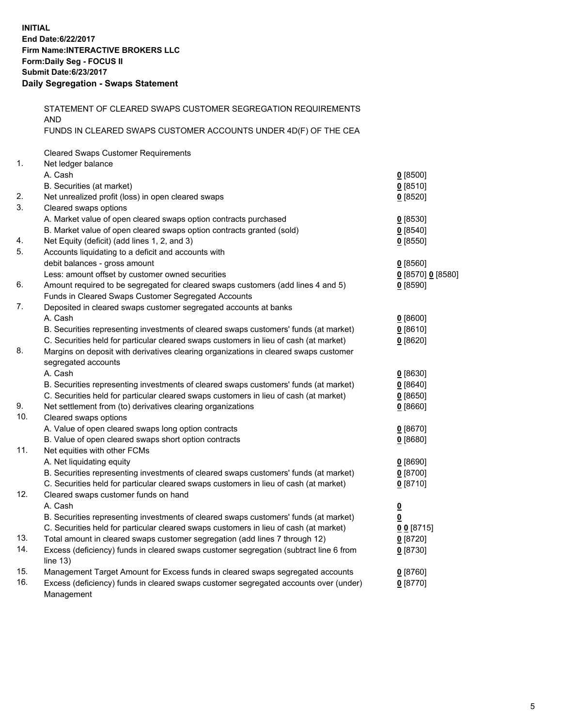**INITIAL**
**End Date:6/22/2017**
**Firm Name:INTERACTIVE BROKERS LLC**
**Form:Daily Seg - FOCUS II**
**Submit Date:6/23/2017**
**Daily Segregation - Swaps Statement**

STATEMENT OF CLEARED SWAPS CUSTOMER SEGREGATION REQUIREMENTS AND FUNDS IN CLEARED SWAPS CUSTOMER ACCOUNTS UNDER 4D(F) OF THE CEA

| | | |
|---|---|---|
| | Cleared Swaps Customer Requirements | |
| 1. | Net ledger balance | |
| | A. Cash | 0 [8500] |
| | B. Securities (at market) | 0 [8510] |
| 2. | Net unrealized profit (loss) in open cleared swaps | 0 [8520] |
| 3. | Cleared swaps options | |
| | A. Market value of open cleared swaps option contracts purchased | 0 [8530] |
| | B. Market value of open cleared swaps option contracts granted (sold) | 0 [8540] |
| 4. | Net Equity (deficit) (add lines 1, 2, and 3) | 0 [8550] |
| 5. | Accounts liquidating to a deficit and accounts with debit balances - gross amount | 0 [8560] |
| | Less: amount offset by customer owned securities | 0 [8570] 0 [8580] |
| 6. | Amount required to be segregated for cleared swaps customers (add lines 4 and 5) | 0 [8590] |
| | Funds in Cleared Swaps Customer Segregated Accounts | |
| 7. | Deposited in cleared swaps customer segregated accounts at banks | |
| | A. Cash | 0 [8600] |
| | B. Securities representing investments of cleared swaps customers' funds (at market) | 0 [8610] |
| | C. Securities held for particular cleared swaps customers in lieu of cash (at market) | 0 [8620] |
| 8. | Margins on deposit with derivatives clearing organizations in cleared swaps customer segregated accounts | |
| | A. Cash | 0 [8630] |
| | B. Securities representing investments of cleared swaps customers' funds (at market) | 0 [8640] |
| | C. Securities held for particular cleared swaps customers in lieu of cash (at market) | 0 [8650] |
| 9. | Net settlement from (to) derivatives clearing organizations | 0 [8660] |
| 10. | Cleared swaps options | |
| | A. Value of open cleared swaps long option contracts | 0 [8670] |
| | B. Value of open cleared swaps short option contracts | 0 [8680] |
| 11. | Net equities with other FCMs | |
| | A. Net liquidating equity | 0 [8690] |
| | B. Securities representing investments of cleared swaps customers' funds (at market) | 0 [8700] |
| | C. Securities held for particular cleared swaps customers in lieu of cash (at market) | 0 [8710] |
| 12. | Cleared swaps customer funds on hand | |
| | A. Cash | 0 |
| | B. Securities representing investments of cleared swaps customers' funds (at market) | 0 |
| | C. Securities held for particular cleared swaps customers in lieu of cash (at market) | 0 0 [8715] |
| 13. | Total amount in cleared swaps customer segregation (add lines 7 through 12) | 0 [8720] |
| 14. | Excess (deficiency) funds in cleared swaps customer segregation (subtract line 6 from line 13) | 0 [8730] |
| 15. | Management Target Amount for Excess funds in cleared swaps segregated accounts | 0 [8760] |
| 16. | Excess (deficiency) funds in cleared swaps customer segregated accounts over (under) Management | 0 [8770] |